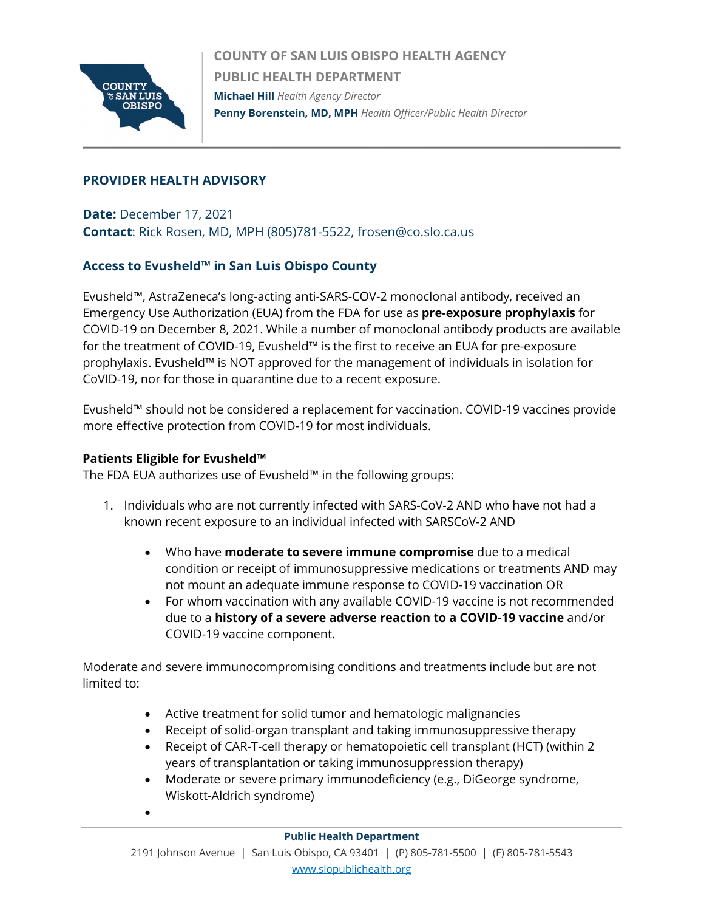COUNTY OF SAN LUIS OBISPO HEALTH AGENCY

PUBLIC HEALTH DEPARTMENT

**Michael Hill** *Health Agency Director*

**Penny Borenstein, MD, MPH** *Health Officer/Public Health Director*

## PROVIDER HEALTH ADVISORY

**Date:** December 17, 2021
**Contact**: Rick Rosen, MD, MPH (805)781-5522, frosen@co.slo.ca.us

### Access to Evusheld™ in San Luis Obispo County

Evusheld™, AstraZeneca's long-acting anti-SARS-COV-2 monoclonal antibody, received an Emergency Use Authorization (EUA) from the FDA for use as **pre-exposure prophylaxis** for COVID-19 on December 8, 2021. While a number of monoclonal antibody products are available for the treatment of COVID-19, Evusheld™ is the first to receive an EUA for pre-exposure prophylaxis. Evusheld™ is NOT approved for the management of individuals in isolation for CoVID-19, nor for those in quarantine due to a recent exposure.

Evusheld™ should not be considered a replacement for vaccination. COVID-19 vaccines provide more effective protection from COVID-19 for most individuals.

**Patients Eligible for Evusheld™**
The FDA EUA authorizes use of Evusheld™ in the following groups:

1. Individuals who are not currently infected with SARS-CoV-2 AND who have not had a known recent exposure to an individual infected with SARSCoV-2 AND
   - Who have **moderate to severe immune compromise** due to a medical condition or receipt of immunosuppressive medications or treatments AND may not mount an adequate immune response to COVID-19 vaccination OR
   - For whom vaccination with any available COVID-19 vaccine is not recommended due to a **history of a severe adverse reaction to a COVID-19 vaccine** and/or COVID-19 vaccine component.

Moderate and severe immunocompromising conditions and treatments include but are not limited to:

- Active treatment for solid tumor and hematologic malignancies
- Receipt of solid-organ transplant and taking immunosuppressive therapy
- Receipt of CAR-T-cell therapy or hematopoietic cell transplant (HCT) (within 2 years of transplantation or taking immunosuppression therapy)
- Moderate or severe primary immunodeficiency (e.g., DiGeorge syndrome, Wiskott-Aldrich syndrome)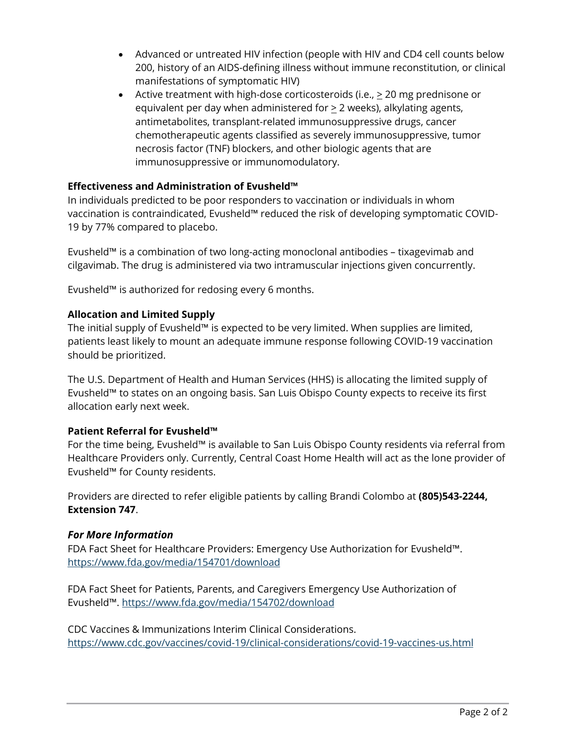- Advanced or untreated HIV infection (people with HIV and CD4 cell counts below 200, history of an AIDS-defining illness without immune reconstitution, or clinical manifestations of symptomatic HIV)
- Active treatment with high-dose corticosteroids (i.e., ≥ 20 mg prednisone or equivalent per day when administered for ≥ 2 weeks), alkylating agents, antimetabolites, transplant-related immunosuppressive drugs, cancer chemotherapeutic agents classified as severely immunosuppressive, tumor necrosis factor (TNF) blockers, and other biologic agents that are immunosuppressive or immunomodulatory.

**Effectiveness and Administration of Evusheld™**

In individuals predicted to be poor responders to vaccination or individuals in whom vaccination is contraindicated, Evusheld™ reduced the risk of developing symptomatic COVID-19 by 77% compared to placebo.

Evusheld™ is a combination of two long-acting monoclonal antibodies – tixagevimab and cilgavimab. The drug is administered via two intramuscular injections given concurrently.

Evusheld™ is authorized for redosing every 6 months.

**Allocation and Limited Supply**

The initial supply of Evusheld™ is expected to be very limited. When supplies are limited, patients least likely to mount an adequate immune response following COVID-19 vaccination should be prioritized.

The U.S. Department of Health and Human Services (HHS) is allocating the limited supply of Evusheld™ to states on an ongoing basis. San Luis Obispo County expects to receive its first allocation early next week.

**Patient Referral for Evusheld™**

For the time being, Evusheld™ is available to San Luis Obispo County residents via referral from Healthcare Providers only. Currently, Central Coast Home Health will act as the lone provider of Evusheld™ for County residents.

Providers are directed to refer eligible patients by calling Brandi Colombo at **(805)543-2244, Extension 747**.

***For More Information***

FDA Fact Sheet for Healthcare Providers: Emergency Use Authorization for Evusheld™. https://www.fda.gov/media/154701/download

FDA Fact Sheet for Patients, Parents, and Caregivers Emergency Use Authorization of Evusheld™. https://www.fda.gov/media/154702/download

CDC Vaccines & Immunizations Interim Clinical Considerations. https://www.cdc.gov/vaccines/covid-19/clinical-considerations/covid-19-vaccines-us.html